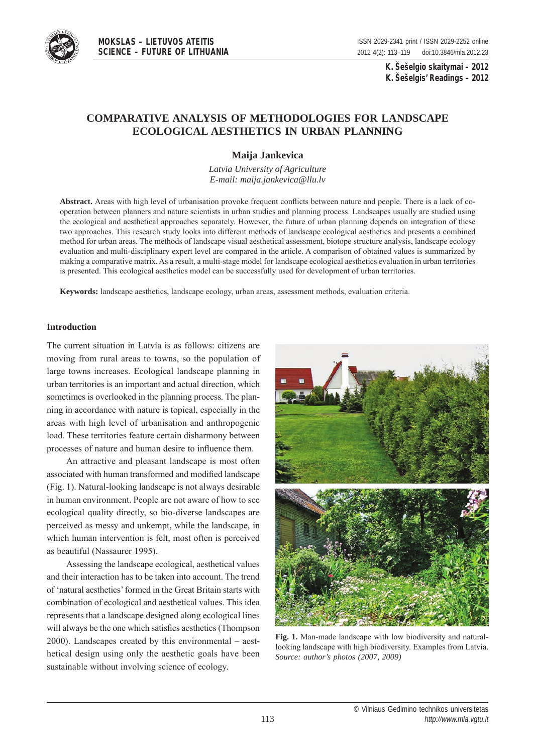# COMPARATIVE ANALYSIS OF METHODOLOGIES FOR LANDSCAPE ECOLOGICAL AESTHETICS IN URBAN PLANNING

**Maija Jankevica**

*Latvia University of Agriculture*
*E-mail: maija.jankevica@llu.lv*

**Abstract.** Areas with high level of urbanisation provoke frequent conflicts between nature and people. There is a lack of co-operation between planners and nature scientists in urban studies and planning process. Landscapes usually are studied using the ecological and aesthetical approaches separately. However, the future of urban planning depends on integration of these two approaches. This research study looks into different methods of landscape ecological aesthetics and presents a combined method for urban areas. The methods of landscape visual aesthetical assessment, biotope structure analysis, landscape ecology evaluation and multi-disciplinary expert level are compared in the article. A comparison of obtained values is summarized by making a comparative matrix. As a result, a multi-stage model for landscape ecological aesthetics evaluation in urban territories is presented. This ecological aesthetics model can be successfully used for development of urban territories.

**Keywords:** landscape aesthetics, landscape ecology, urban areas, assessment methods, evaluation criteria.

## Introduction

The current situation in Latvia is as follows: citizens are moving from rural areas to towns, so the population of large towns increases. Ecological landscape planning in urban territories is an important and actual direction, which sometimes is overlooked in the planning process. The planning in accordance with nature is topical, especially in the areas with high level of urbanisation and anthropogenic load. These territories feature certain disharmony between processes of nature and human desire to influence them.

An attractive and pleasant landscape is most often associated with human transformed and modified landscape (Fig. 1). Natural-looking landscape is not always desirable in human environment. People are not aware of how to see ecological quality directly, so bio-diverse landscapes are perceived as messy and unkempt, while the landscape, in which human intervention is felt, most often is perceived as beautiful (Nassaurer 1995).

Assessing the landscape ecological, aesthetical values and their interaction has to be taken into account. The trend of 'natural aesthetics' formed in the Great Britain starts with combination of ecological and aesthetical values. This idea represents that a landscape designed along ecological lines will always be the one which satisfies aesthetics (Thompson 2000). Landscapes created by this environmental – aesthetical design using only the aesthetic goals have been sustainable without involving science of ecology.

**Fig. 1.** Man-made landscape with low biodiversity and natural-looking landscape with high biodiversity. Examples from Latvia. *Source: author's photos (2007, 2009)*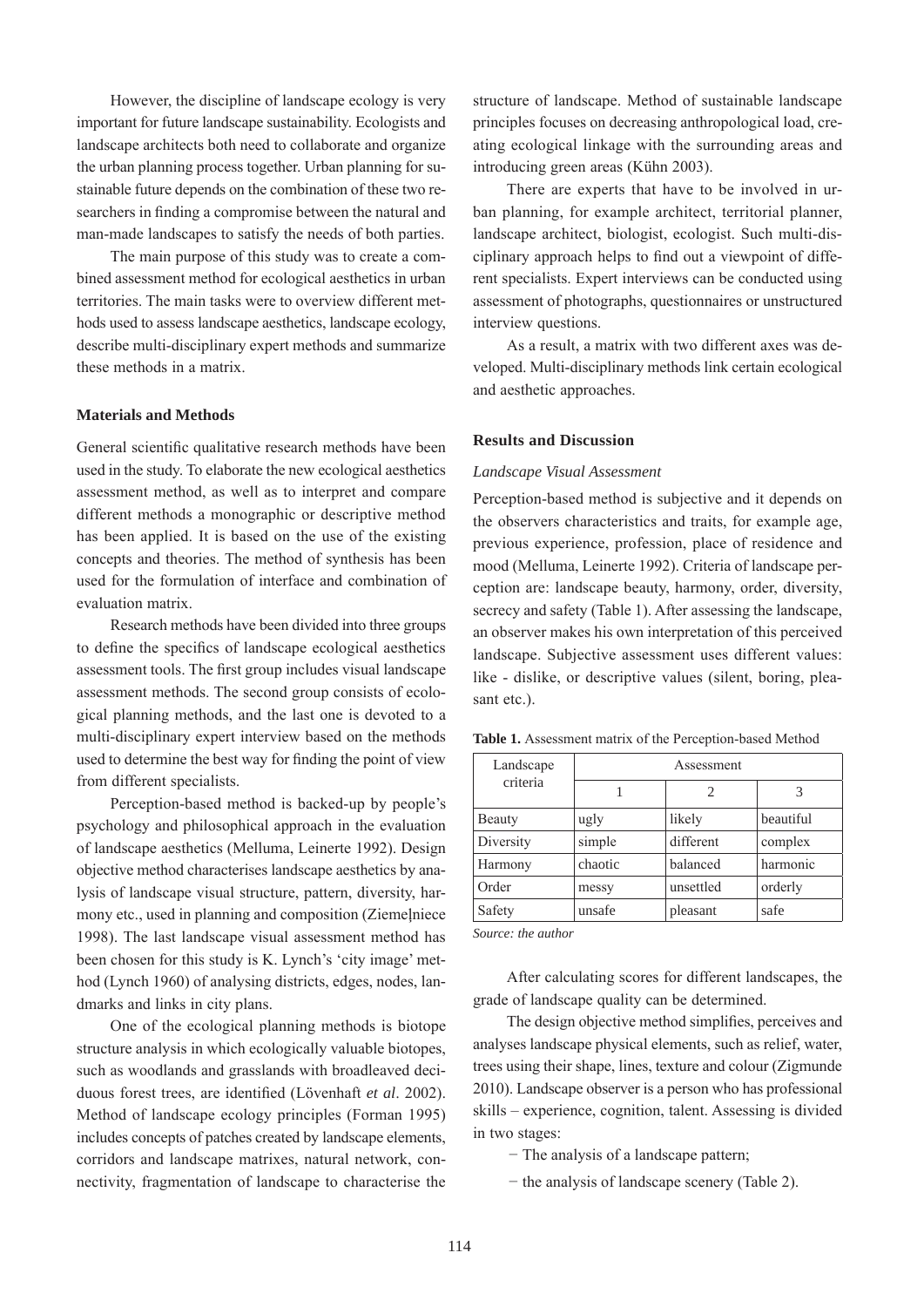However, the discipline of landscape ecology is very important for future landscape sustainability. Ecologists and landscape architects both need to collaborate and organize the urban planning process together. Urban planning for sustainable future depends on the combination of these two researchers in finding a compromise between the natural and man-made landscapes to satisfy the needs of both parties.

The main purpose of this study was to create a combined assessment method for ecological aesthetics in urban territories. The main tasks were to overview different methods used to assess landscape aesthetics, landscape ecology, describe multi-disciplinary expert methods and summarize these methods in a matrix.

### Materials and Methods

General scientific qualitative research methods have been used in the study. To elaborate the new ecological aesthetics assessment method, as well as to interpret and compare different methods a monographic or descriptive method has been applied. It is based on the use of the existing concepts and theories. The method of synthesis has been used for the formulation of interface and combination of evaluation matrix.

Research methods have been divided into three groups to define the specifics of landscape ecological aesthetics assessment tools. The first group includes visual landscape assessment methods. The second group consists of ecological planning methods, and the last one is devoted to a multi-disciplinary expert interview based on the methods used to determine the best way for finding the point of view from different specialists.

Perception-based method is backed-up by people's psychology and philosophical approach in the evaluation of landscape aesthetics (Melluma, Leinerte 1992). Design objective method characterises landscape aesthetics by analysis of landscape visual structure, pattern, diversity, harmony etc., used in planning and composition (Ziemeļniece 1998). The last landscape visual assessment method has been chosen for this study is K. Lynch's 'city image' method (Lynch 1960) of analysing districts, edges, nodes, landmarks and links in city plans.

One of the ecological planning methods is biotope structure analysis in which ecologically valuable biotopes, such as woodlands and grasslands with broadleaved deciduous forest trees, are identified (Lövenhaft *et al*. 2002). Method of landscape ecology principles (Forman 1995) includes concepts of patches created by landscape elements, corridors and landscape matrixes, natural network, connectivity, fragmentation of landscape to characterise the structure of landscape. Method of sustainable landscape principles focuses on decreasing anthropological load, creating ecological linkage with the surrounding areas and introducing green areas (Kühn 2003).

There are experts that have to be involved in urban planning, for example architect, territorial planner, landscape architect, biologist, ecologist. Such multi-disciplinary approach helps to find out a viewpoint of different specialists. Expert interviews can be conducted using assessment of photographs, questionnaires or unstructured interview questions.

As a result, a matrix with two different axes was developed. Multi-disciplinary methods link certain ecological and aesthetic approaches.

### Results and Discussion

#### *Landscape Visual Assessment*

Perception-based method is subjective and it depends on the observers characteristics and traits, for example age, previous experience, profession, place of residence and mood (Melluma, Leinerte 1992). Criteria of landscape perception are: landscape beauty, harmony, order, diversity, secrecy and safety (Table 1). After assessing the landscape, an observer makes his own interpretation of this perceived landscape. Subjective assessment uses different values: like - dislike, or descriptive values (silent, boring, pleasant etc.).

**Table 1.** Assessment matrix of the Perception-based Method

| Landscape criteria | Assessment | | |
|---|---|---|---|
| | 1 | 2 | 3 |
| Beauty | ugly | likely | beautiful |
| Diversity | simple | different | complex |
| Harmony | chaotic | balanced | harmonic |
| Order | messy | unsettled | orderly |
| Safety | unsafe | pleasant | safe |

*Source: the author*

After calculating scores for different landscapes, the grade of landscape quality can be determined.

The design objective method simplifies, perceives and analyses landscape physical elements, such as relief, water, trees using their shape, lines, texture and colour (Zigmunde 2010). Landscape observer is a person who has professional skills – experience, cognition, talent. Assessing is divided in two stages:

- The analysis of a landscape pattern;
- the analysis of landscape scenery (Table 2).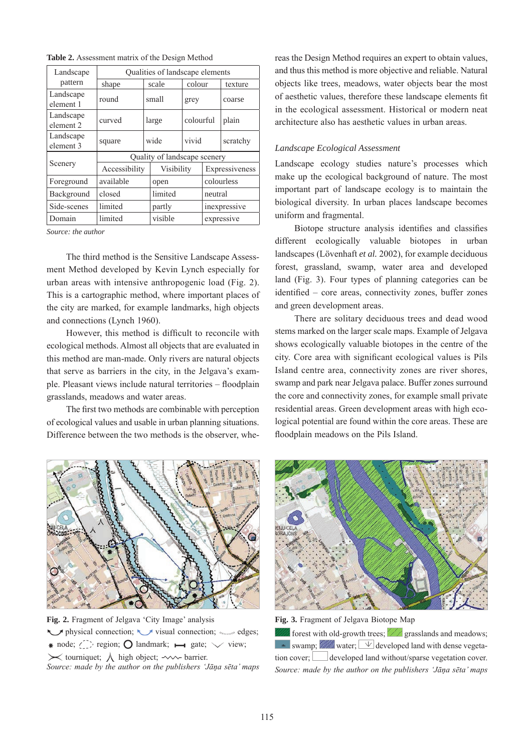**Table 2.** Assessment matrix of the Design Method

| Landscape pattern | Qualities of landscape elements | | | |
|---|---|---|---|---|
| | shape | scale | colour | texture |
| Landscape element 1 | round | small | grey | coarse |
| Landscape element 2 | curved | large | colourful | plain |
| Landscape element 3 | square | wide | vivid | scratchy |
| Scenery | Quality of landscape scenery | | | |
| | Accessibility | Visibility | Expressiveness | |
| Foreground | available | open | colourless | |
| Background | closed | limited | neutral | |
| Side-scenes | limited | partly | inexpressive | |
| Domain | limited | visible | expressive | |

*Source: the author*

The third method is the Sensitive Landscape Assessment Method developed by Kevin Lynch especially for urban areas with intensive anthropogenic load (Fig. 2). This is a cartographic method, where important places of the city are marked, for example landmarks, high objects and connections (Lynch 1960).

However, this method is difficult to reconcile with ecological methods. Almost all objects that are evaluated in this method are man-made. Only rivers are natural objects that serve as barriers in the city, in the Jelgava's example. Pleasant views include natural territories – floodplain grasslands, meadows and water areas.

The first two methods are combinable with perception of ecological values and usable in urban planning situations. Difference between the two methods is the observer, whereas the Design Method requires an expert to obtain values, and thus this method is more objective and reliable. Natural objects like trees, meadows, water objects bear the most of aesthetic values, therefore these landscape elements fit in the ecological assessment. Historical or modern neat architecture also has aesthetic values in urban areas.

### *Landscape Ecological Assessment*

Landscape ecology studies nature's processes which make up the ecological background of nature. The most important part of landscape ecology is to maintain the biological diversity. In urban places landscape becomes uniform and fragmental.

Biotope structure analysis identifies and classifies different ecologically valuable biotopes in urban landscapes (Lövenhaft *et al.* 2002), for example deciduous forest, grassland, swamp, water area and developed land (Fig. 3). Four types of planning categories can be identified – core areas, connectivity zones, buffer zones and green development areas.

There are solitary deciduous trees and dead wood stems marked on the larger scale maps. Example of Jelgava shows ecologically valuable biotopes in the centre of the city. Core area with significant ecological values is Pils Island centre area, connectivity zones are river shores, swamp and park near Jelgava palace. Buffer zones surround the core and connectivity zones, for example small private residential areas. Green development areas with high ecological potential are found within the core areas. These are floodplain meadows on the Pils Island.

**Fig. 2.** Fragment of Jelgava 'City Image' analysis
physical connection; visual connection; edges; node; region; landmark; gate; view; tourniquet; high object; barrier.
*Source: made by the author on the publishers 'Jāņa sēta' maps*

**Fig. 3.** Fragment of Jelgava Biotope Map
forest with old-growth trees; grasslands and meadows; swamp; water; developed land with dense vegetation cover; developed land without/sparse vegetation cover.
*Source: made by the author on the publishers 'Jāņa sēta' maps*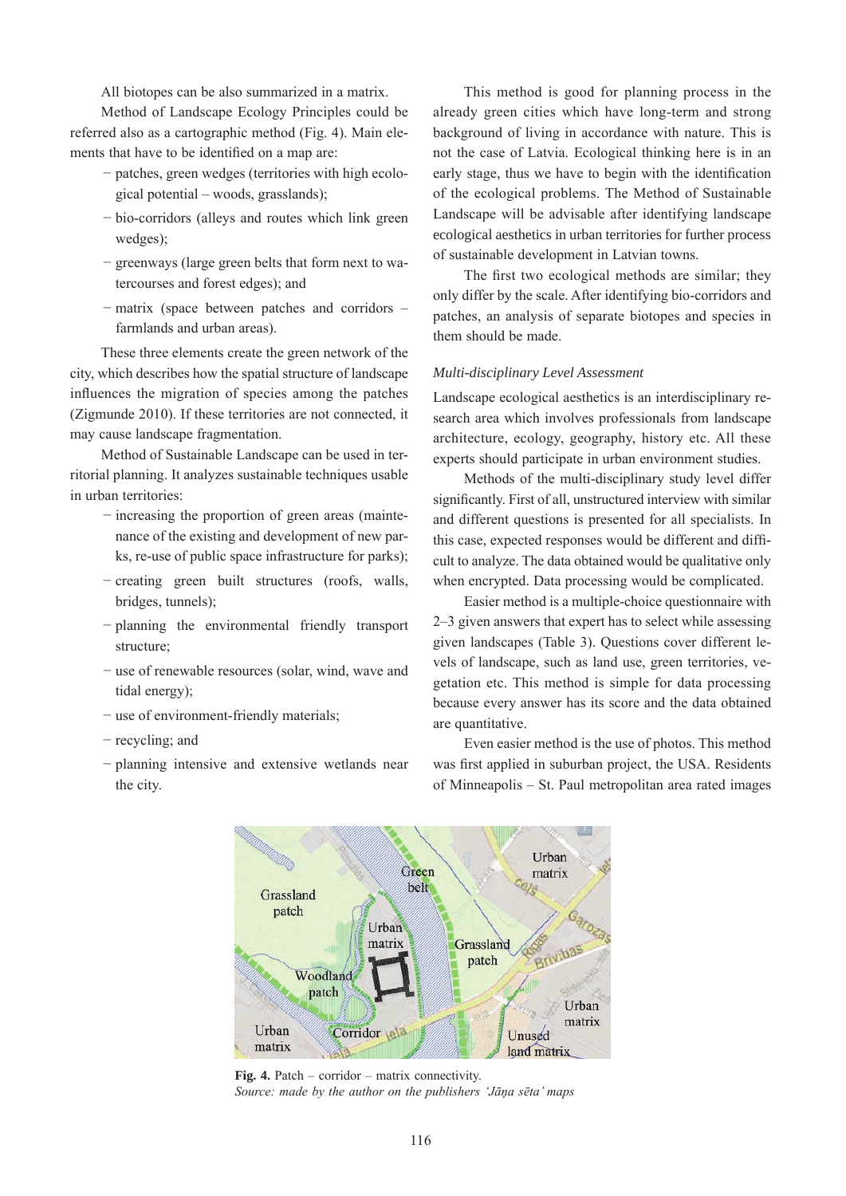All biotopes can be also summarized in a matrix.

Method of Landscape Ecology Principles could be referred also as a cartographic method (Fig. 4). Main elements that have to be identified on a map are:

- patches, green wedges (territories with high ecological potential – woods, grasslands);
- bio-corridors (alleys and routes which link green wedges);
- greenways (large green belts that form next to watercourses and forest edges); and
- matrix (space between patches and corridors – farmlands and urban areas).

These three elements create the green network of the city, which describes how the spatial structure of landscape influences the migration of species among the patches (Zigmunde 2010). If these territories are not connected, it may cause landscape fragmentation.

Method of Sustainable Landscape can be used in territorial planning. It analyzes sustainable techniques usable in urban territories:

- increasing the proportion of green areas (maintenance of the existing and development of new parks, re-use of public space infrastructure for parks);
- creating green built structures (roofs, walls, bridges, tunnels);
- planning the environmental friendly transport structure;
- use of renewable resources (solar, wind, wave and tidal energy);
- use of environment-friendly materials;
- recycling; and
- planning intensive and extensive wetlands near the city.

This method is good for planning process in the already green cities which have long-term and strong background of living in accordance with nature. This is not the case of Latvia. Ecological thinking here is in an early stage, thus we have to begin with the identification of the ecological problems. The Method of Sustainable Landscape will be advisable after identifying landscape ecological aesthetics in urban territories for further process of sustainable development in Latvian towns.

The first two ecological methods are similar; they only differ by the scale. After identifying bio-corridors and patches, an analysis of separate biotopes and species in them should be made.

### *Multi-disciplinary Level Assessment*

Landscape ecological aesthetics is an interdisciplinary research area which involves professionals from landscape architecture, ecology, geography, history etc. All these experts should participate in urban environment studies.

Methods of the multi-disciplinary study level differ significantly. First of all, unstructured interview with similar and different questions is presented for all specialists. In this case, expected responses would be different and difficult to analyze. The data obtained would be qualitative only when encrypted. Data processing would be complicated.

Easier method is a multiple-choice questionnaire with 2–3 given answers that expert has to select while assessing given landscapes (Table 3). Questions cover different levels of landscape, such as land use, green territories, vegetation etc. This method is simple for data processing because every answer has its score and the data obtained are quantitative.

Even easier method is the use of photos. This method was first applied in suburban project, the USA. Residents of Minneapolis – St. Paul metropolitan area rated images

**Fig. 4.** Patch – corridor – matrix connectivity.
*Source: made by the author on the publishers 'Jāņa sēta' maps*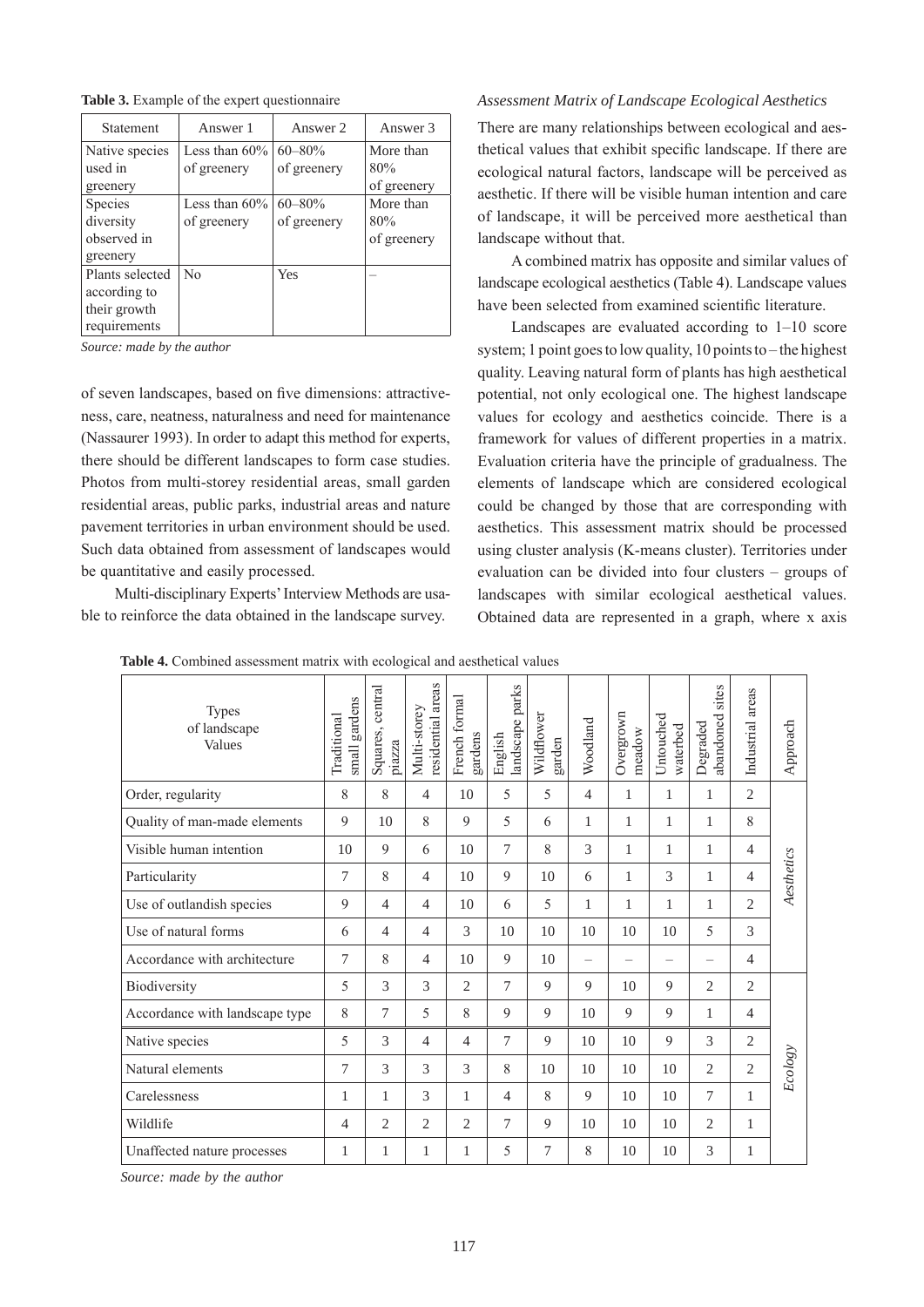**Table 3.** Example of the expert questionnaire

| Statement | Answer 1 | Answer 2 | Answer 3 |
|---|---|---|---|
| Native species used in greenery | Less than 60% of greenery | 60–80% of greenery | More than 80% of greenery |
| Species diversity observed in greenery | Less than 60% of greenery | 60–80% of greenery | More than 80% of greenery |
| Plants selected according to their growth requirements | No | Yes | – |

*Source: made by the author*

of seven landscapes, based on five dimensions: attractiveness, care, neatness, naturalness and need for maintenance (Nassaurer 1993). In order to adapt this method for experts, there should be different landscapes to form case studies. Photos from multi-storey residential areas, small garden residential areas, public parks, industrial areas and nature pavement territories in urban environment should be used. Such data obtained from assessment of landscapes would be quantitative and easily processed.

Multi-disciplinary Experts' Interview Methods are usable to reinforce the data obtained in the landscape survey.

*Assessment Matrix of Landscape Ecological Aesthetics*

There are many relationships between ecological and aesthetical values that exhibit specific landscape. If there are ecological natural factors, landscape will be perceived as aesthetic. If there will be visible human intention and care of landscape, it will be perceived more aesthetical than landscape without that.

A combined matrix has opposite and similar values of landscape ecological aesthetics (Table 4). Landscape values have been selected from examined scientific literature.

Landscapes are evaluated according to 1–10 score system; 1 point goes to low quality, 10 points to – the highest quality. Leaving natural form of plants has high aesthetical potential, not only ecological one. The highest landscape values for ecology and aesthetics coincide. There is a framework for values of different properties in a matrix. Evaluation criteria have the principle of gradualness. The elements of landscape which are considered ecological could be changed by those that are corresponding with aesthetics. This assessment matrix should be processed using cluster analysis (K-means cluster). Territories under evaluation can be divided into four clusters – groups of landscapes with similar ecological aesthetical values. Obtained data are represented in a graph, where x axis

**Table 4.** Combined assessment matrix with ecological and aesthetical values

| Types of landscape / Values | Traditional small gardens | Squares, central piazza | Multi-storey residential areas | French formal gardens | English landscape parks | Wildflower garden | Woodland | Overgrown meadow | Untouched waterbed | Degraded abandoned sites | Industrial areas | Approach |
|---|---|---|---|---|---|---|---|---|---|---|---|---|
| Order, regularity | 8 | 8 | 4 | 10 | 5 | 5 | 4 | 1 | 1 | 1 | 2 | *Aesthetics* |
| Quality of man-made elements | 9 | 10 | 8 | 9 | 5 | 6 | 1 | 1 | 1 | 1 | 8 | |
| Visible human intention | 10 | 9 | 6 | 10 | 7 | 8 | 3 | 1 | 1 | 1 | 4 | |
| Particularity | 7 | 8 | 4 | 10 | 9 | 10 | 6 | 1 | 3 | 1 | 4 | |
| Use of outlandish species | 9 | 4 | 4 | 10 | 6 | 5 | 1 | 1 | 1 | 1 | 2 | |
| Use of natural forms | 6 | 4 | 4 | 3 | 10 | 10 | 10 | 10 | 10 | 5 | 3 | |
| Accordance with architecture | 7 | 8 | 4 | 10 | 9 | 10 | – | – | – | – | 4 | |
| Biodiversity | 5 | 3 | 3 | 2 | 7 | 9 | 9 | 10 | 9 | 2 | 2 | *Ecology* |
| Accordance with landscape type | 8 | 7 | 5 | 8 | 9 | 9 | 10 | 9 | 9 | 1 | 4 | |
| Native species | 5 | 3 | 4 | 4 | 7 | 9 | 10 | 10 | 9 | 3 | 2 | |
| Natural elements | 7 | 3 | 3 | 3 | 8 | 10 | 10 | 10 | 10 | 2 | 2 | |
| Carelessness | 1 | 1 | 3 | 1 | 4 | 8 | 9 | 10 | 10 | 7 | 1 | |
| Wildlife | 4 | 2 | 2 | 2 | 7 | 9 | 10 | 10 | 10 | 2 | 1 | |
| Unaffected nature processes | 1 | 1 | 1 | 1 | 5 | 7 | 8 | 10 | 10 | 3 | 1 | |

*Source: made by the author*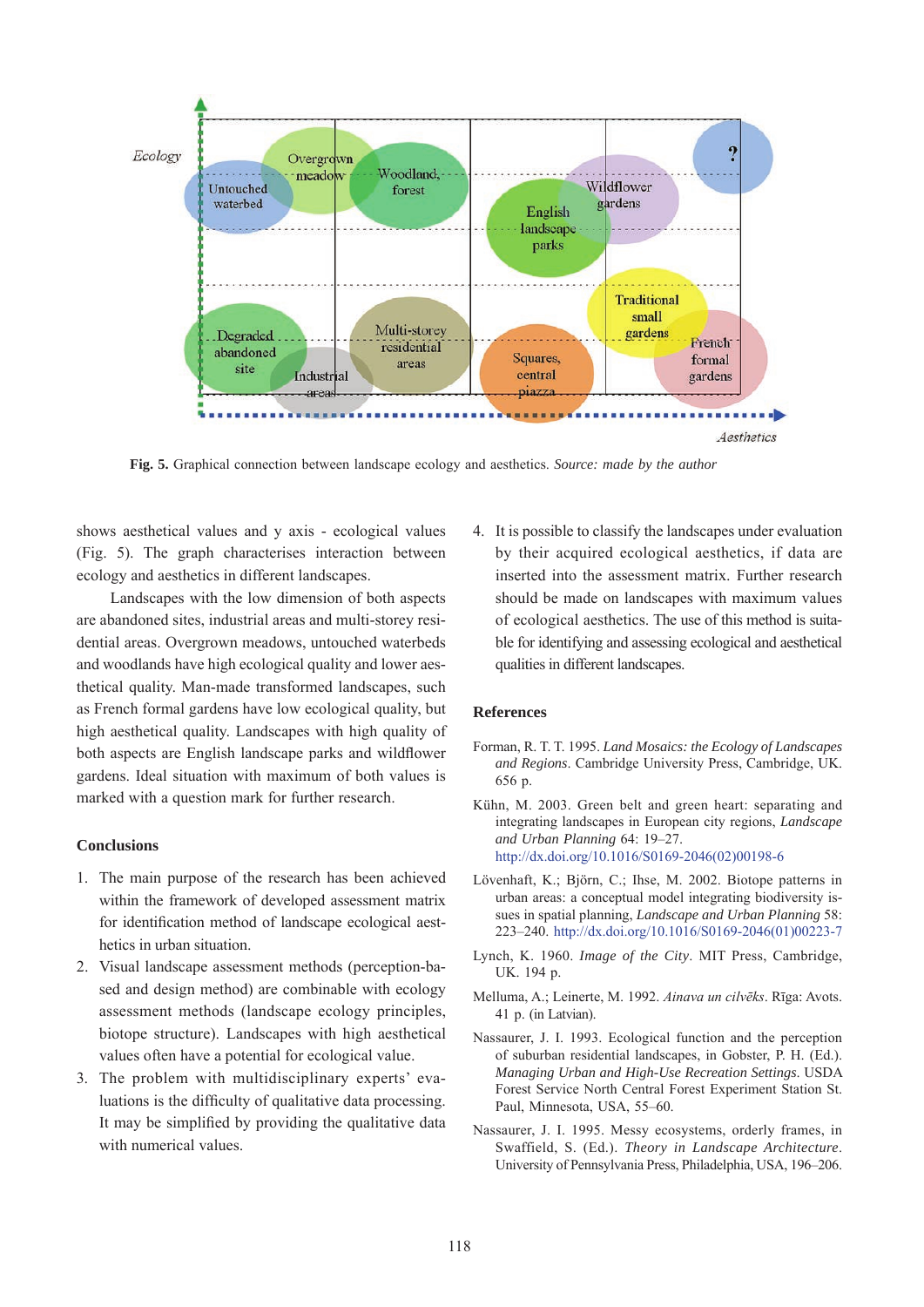Fig. 5. Graphical connection between landscape ecology and aesthetics. *Source: made by the author*

shows aesthetical values and y axis - ecological values (Fig. 5). The graph characterises interaction between ecology and aesthetics in different landscapes.

Landscapes with the low dimension of both aspects are abandoned sites, industrial areas and multi-storey residential areas. Overgrown meadows, untouched waterbeds and woodlands have high ecological quality and lower aesthetical quality. Man-made transformed landscapes, such as French formal gardens have low ecological quality, but high aesthetical quality. Landscapes with high quality of both aspects are English landscape parks and wildflower gardens. Ideal situation with maximum of both values is marked with a question mark for further research.

## Conclusions

1. The main purpose of the research has been achieved within the framework of developed assessment matrix for identification method of landscape ecological aesthetics in urban situation.
2. Visual landscape assessment methods (perception-based and design method) are combinable with ecology assessment methods (landscape ecology principles, biotope structure). Landscapes with high aesthetical values often have a potential for ecological value.
3. The problem with multidisciplinary experts' evaluations is the difficulty of qualitative data processing. It may be simplified by providing the qualitative data with numerical values.
4. It is possible to classify the landscapes under evaluation by their acquired ecological aesthetics, if data are inserted into the assessment matrix. Further research should be made on landscapes with maximum values of ecological aesthetics. The use of this method is suitable for identifying and assessing ecological and aesthetical qualities in different landscapes.

## References

Forman, R. T. T. 1995. *Land Mosaics: the Ecology of Landscapes and Regions*. Cambridge University Press, Cambridge, UK. 656 p.

Kühn, M. 2003. Green belt and green heart: separating and integrating landscapes in European city regions, *Landscape and Urban Planning* 64: 19–27. http://dx.doi.org/10.1016/S0169-2046(02)00198-6

Lövenhaft, K.; Björn, C.; Ihse, M. 2002. Biotope patterns in urban areas: a conceptual model integrating biodiversity issues in spatial planning, *Landscape and Urban Planning* 58: 223–240. http://dx.doi.org/10.1016/S0169-2046(01)00223-7

Lynch, K. 1960. *Image of the City*. MIT Press, Cambridge, UK. 194 p.

Melluma, A.; Leinerte, M. 1992. *Ainava un cilvēks*. Rīga: Avots. 41 p. (in Latvian).

Nassaurer, J. I. 1993. Ecological function and the perception of suburban residential landscapes, in Gobster, P. H. (Ed.). *Managing Urban and High-Use Recreation Settings*. USDA Forest Service North Central Forest Experiment Station St. Paul, Minnesota, USA, 55–60.

Nassaurer, J. I. 1995. Messy ecosystems, orderly frames, in Swaffield, S. (Ed.). *Theory in Landscape Architecture*. University of Pennsylvania Press, Philadelphia, USA, 196–206.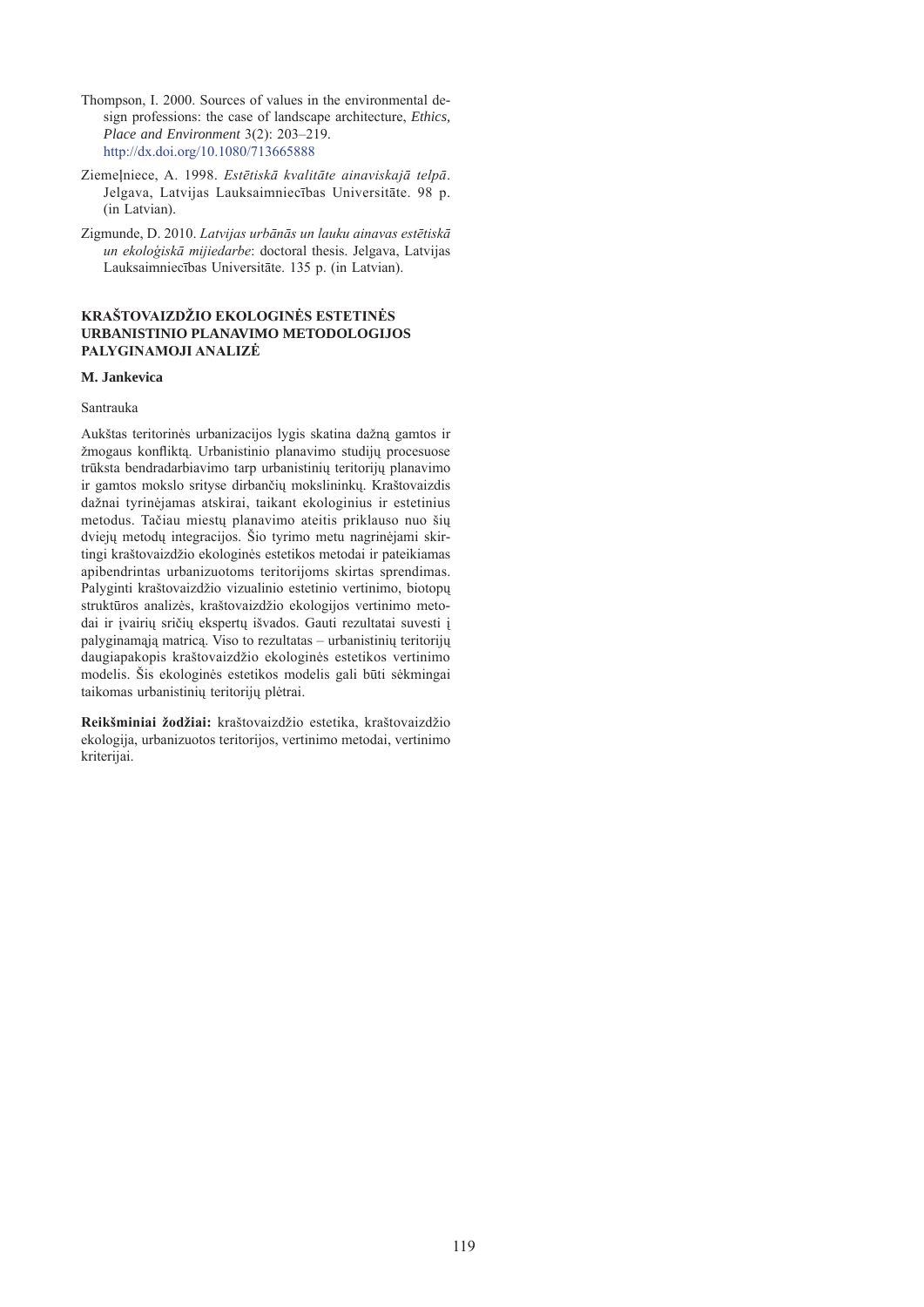Thompson, I. 2000. Sources of values in the environmental design professions: the case of landscape architecture, *Ethics, Place and Environment* 3(2): 203–219. http://dx.doi.org/10.1080/713665888

Ziemeļniece, A. 1998. *Estētiskā kvalitāte ainaviskajā telpā*. Jelgava, Latvijas Lauksaimniecības Universitāte. 98 p. (in Latvian).

Zigmunde, D. 2010. *Latvijas urbānās un lauku ainavas estētiskā un ekoloģiskā mijiedarbe*: doctoral thesis. Jelgava, Latvijas Lauksaimniecības Universitāte. 135 p. (in Latvian).

## KRAŠTOVAIZDŽIO EKOLOGINĖS ESTETINĖS URBANISTINIO PLANAVIMO METODOLOGIJOS PALYGINAMOJI ANALIZĖ

**M. Jankevica**

Santrauka

Aukštas teritorinės urbanizacijos lygis skatina dažną gamtos ir žmogaus konfliktą. Urbanistinio planavimo studijų procesuose trūksta bendradarbiavimo tarp urbanistinių teritorijų planavimo ir gamtos mokslo srityse dirbančių mokslininkų. Kraštovaizdis dažnai tyrinėjamas atskirai, taikant ekologinius ir estetinius metodus. Tačiau miestų planavimo ateitis priklauso nuo šių dviejų metodų integracijos. Šio tyrimo metu nagrinėjami skirtingi kraštovaizdžio ekologinės estetikos metodai ir pateikiamas apibendrintas urbanizuotoms teritorijoms skirtas sprendimas. Palyginti kraštovaizdžio vizualinio estetinio vertinimo, biotopų struktūros analizės, kraštovaizdžio ekologijos vertinimo metodai ir įvairių sričių ekspertų išvados. Gauti rezultatai suvesti į palyginamąją matricą. Viso to rezultatas – urbanistinių teritorijų daugiapakopis kraštovaizdžio ekologinės estetikos vertinimo modelis. Šis ekologinės estetikos modelis gali būti sėkmingai taikomas urbanistinių teritorijų plėtrai.

**Reikšminiai žodžiai:** kraštovaizdžio estetika, kraštovaizdžio ekologija, urbanizuotos teritorijos, vertinimo metodai, vertinimo kriterijai.